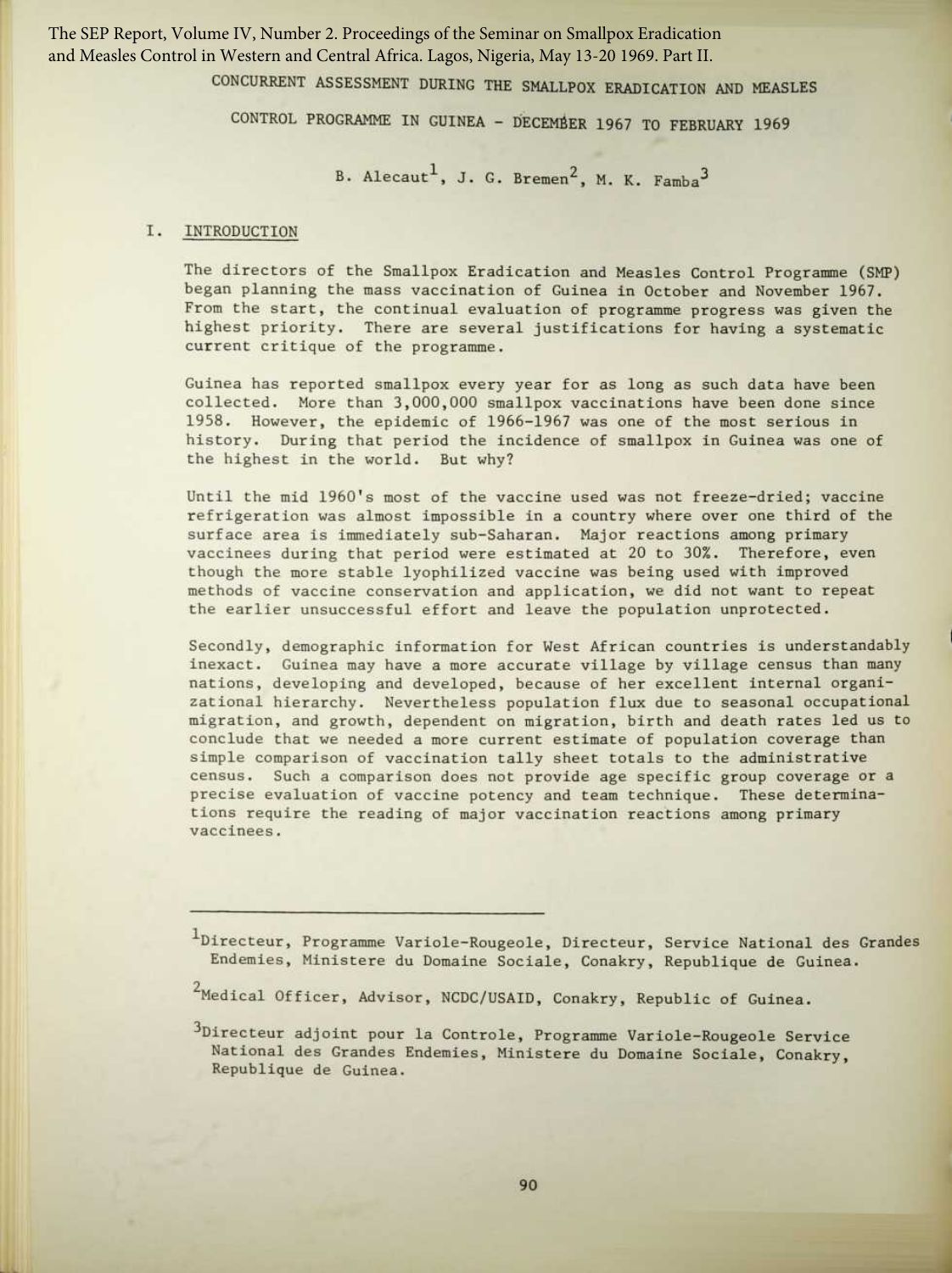# CONCURRENT ASSESSMENT DURING THE SMALLPOX ERADICATION AND MEASLES CONTROL PROGRAMME IN GUINEA - DECEMBER 1967 TO FEBRUARY 1969

B. Alecaut[1], J. G. Bremen[2], M. K. Famba[3]

## I. INTRODUCTION

The directors of the Smallpox Eradication and Measles Control Programme (SMP) began planning the mass vaccination of Guinea in October and November 1967. From the start, the continual evaluation of programme progress was given the highest priority. There are several justifications for having a systematic current critique of the programme.

Guinea has reported smallpox every year for as long as such data have been collected. More than 3,000,000 smallpox vaccinations have been done since 1958. However, the epidemic of 1966-1967 was one of the most serious in history. During that period the incidence of smallpox in Guinea was one of the highest in the world. But why?

Until the mid 1960's most of the vaccine used was not freeze-dried; vaccine refrigeration was almost impossible in a country where over one third of the surface area is immediately sub-Saharan. Major reactions among primary vaccinees during that period were estimated at 20 to 30%. Therefore, even though the more stable lyophilized vaccine was being used with improved methods of vaccine conservation and application, we did not want to repeat the earlier unsuccessful effort and leave the population unprotected.

Secondly, demographic information for West African countries is understandably inexact. Guinea may have a more accurate village by village census than many nations, developing and developed, because of her excellent internal organizational hierarchy. Nevertheless population flux due to seasonal occupational migration, and growth, dependent on migration, birth and death rates led us to conclude that we needed a more current estimate of population coverage than simple comparison of vaccination tally sheet totals to the administrative census. Such a comparison does not provide age specific group coverage or a precise evaluation of vaccine potency and team technique. These determinations require the reading of major vaccination reactions among primary vaccinees.

---

[1] Directeur, Programme Variole-Rougeole, Directeur, Service National des Grandes Endemies, Ministere du Domaine Sociale, Conakry, Republique de Guinea.

[2] Medical Officer, Advisor, NCDC/USAID, Conakry, Republic of Guinea.

[3] Directeur adjoint pour la Controle, Programme Variole-Rougeole Service National des Grandes Endemies, Ministere du Domaine Sociale, Conakry, Republique de Guinea.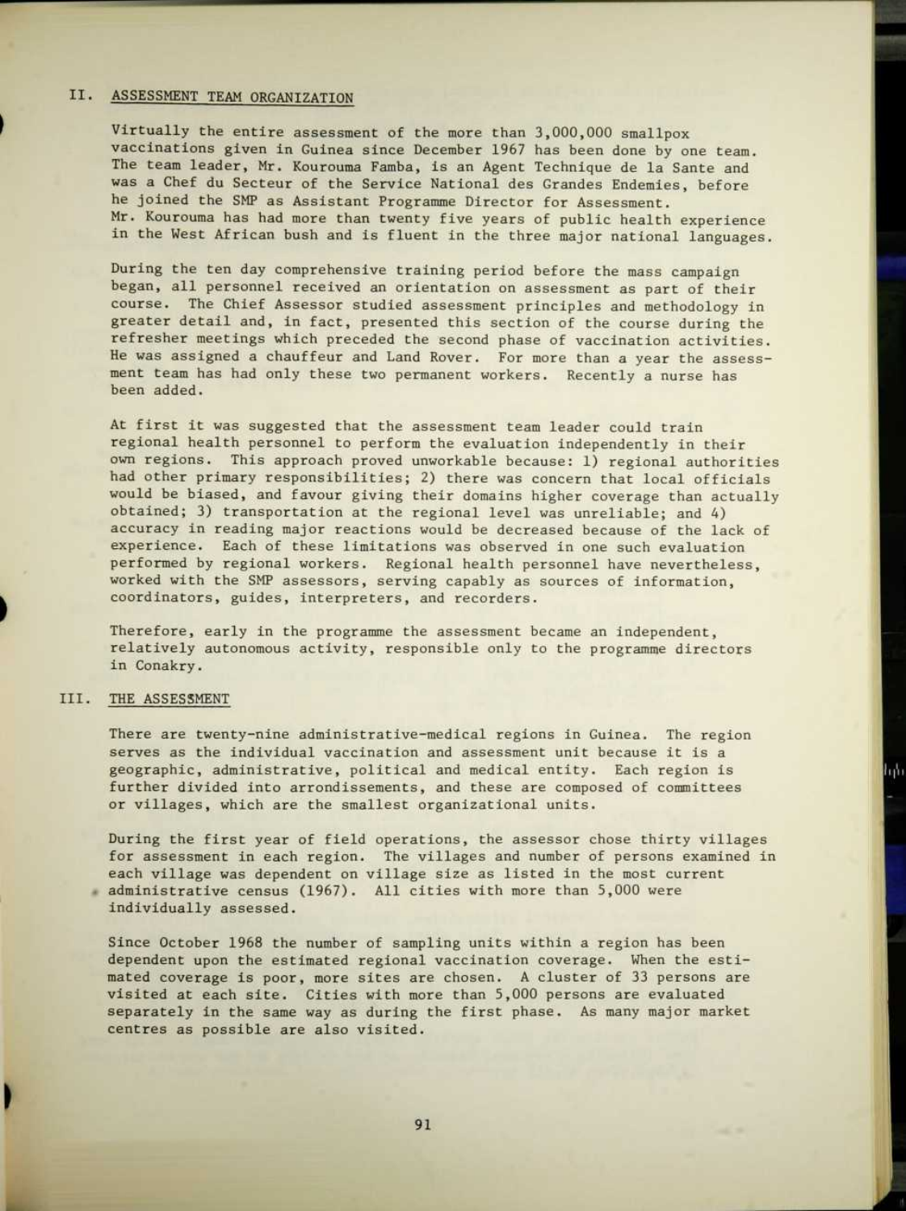## II. ASSESSMENT TEAM ORGANIZATION

Virtually the entire assessment of the more than 3,000,000 smallpox vaccinations given in Guinea since December 1967 has been done by one team. The team leader, Mr. Kourouma Famba, is an Agent Technique de la Sante and was a Chef du Secteur of the Service National des Grandes Endemies, before he joined the SMP as Assistant Programme Director for Assessment. Mr. Kourouma has had more than twenty five years of public health experience in the West African bush and is fluent in the three major national languages.

During the ten day comprehensive training period before the mass campaign began, all personnel received an orientation on assessment as part of their course. The Chief Assessor studied assessment principles and methodology in greater detail and, in fact, presented this section of the course during the refresher meetings which preceded the second phase of vaccination activities. He was assigned a chauffeur and Land Rover. For more than a year the assessment team has had only these two permanent workers. Recently a nurse has been added.

At first it was suggested that the assessment team leader could train regional health personnel to perform the evaluation independently in their own regions. This approach proved unworkable because: 1) regional authorities had other primary responsibilities; 2) there was concern that local officials would be biased, and favour giving their domains higher coverage than actually obtained; 3) transportation at the regional level was unreliable; and 4) accuracy in reading major reactions would be decreased because of the lack of experience. Each of these limitations was observed in one such evaluation performed by regional workers. Regional health personnel have nevertheless, worked with the SMP assessors, serving capably as sources of information, coordinators, guides, interpreters, and recorders.

Therefore, early in the programme the assessment became an independent, relatively autonomous activity, responsible only to the programme directors in Conakry.

## III. THE ASSESSMENT

There are twenty-nine administrative-medical regions in Guinea. The region serves as the individual vaccination and assessment unit because it is a geographic, administrative, political and medical entity. Each region is further divided into arrondissements, and these are composed of committees or villages, which are the smallest organizational units.

During the first year of field operations, the assessor chose thirty villages for assessment in each region. The villages and number of persons examined in each village was dependent on village size as listed in the most current administrative census (1967). All cities with more than 5,000 were individually assessed.

Since October 1968 the number of sampling units within a region has been dependent upon the estimated regional vaccination coverage. When the estimated coverage is poor, more sites are chosen. A cluster of 33 persons are visited at each site. Cities with more than 5,000 persons are evaluated separately in the same way as during the first phase. As many major market centres as possible are also visited.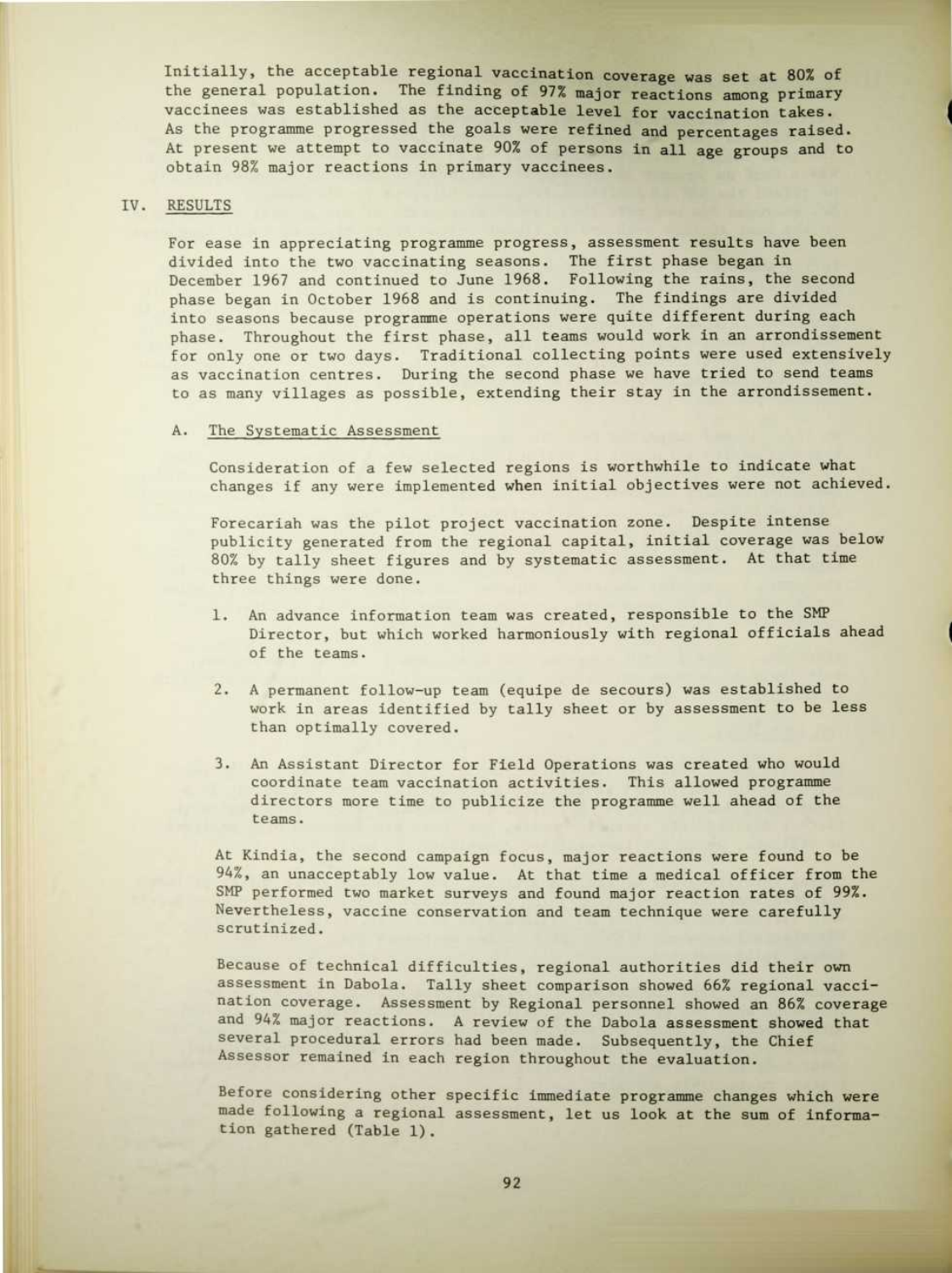Initially, the acceptable regional vaccination coverage was set at 80% of the general population. The finding of 97% major reactions among primary vaccinees was established as the acceptable level for vaccination takes. As the programme progressed the goals were refined and percentages raised. At present we attempt to vaccinate 90% of persons in all age groups and to obtain 98% major reactions in primary vaccinees.

## IV. RESULTS

For ease in appreciating programme progress, assessment results have been divided into the two vaccinating seasons. The first phase began in December 1967 and continued to June 1968. Following the rains, the second phase began in October 1968 and is continuing. The findings are divided into seasons because programme operations were quite different during each phase. Throughout the first phase, all teams would work in an arrondissement for only one or two days. Traditional collecting points were used extensively as vaccination centres. During the second phase we have tried to send teams to as many villages as possible, extending their stay in the arrondissement.

### A. The Systematic Assessment

Consideration of a few selected regions is worthwhile to indicate what changes if any were implemented when initial objectives were not achieved.

Forecariah was the pilot project vaccination zone. Despite intense publicity generated from the regional capital, initial coverage was below 80% by tally sheet figures and by systematic assessment. At that time three things were done.

1. An advance information team was created, responsible to the SMP Director, but which worked harmoniously with regional officials ahead of the teams.

2. A permanent follow-up team (equipe de secours) was established to work in areas identified by tally sheet or by assessment to be less than optimally covered.

3. An Assistant Director for Field Operations was created who would coordinate team vaccination activities. This allowed programme directors more time to publicize the programme well ahead of the teams.

At Kindia, the second campaign focus, major reactions were found to be 94%, an unacceptably low value. At that time a medical officer from the SMP performed two market surveys and found major reaction rates of 99%. Nevertheless, vaccine conservation and team technique were carefully scrutinized.

Because of technical difficulties, regional authorities did their own assessment in Dabola. Tally sheet comparison showed 66% regional vaccination coverage. Assessment by Regional personnel showed an 86% coverage and 94% major reactions. A review of the Dabola assessment showed that several procedural errors had been made. Subsequently, the Chief Assessor remained in each region throughout the evaluation.

Before considering other specific immediate programme changes which were made following a regional assessment, let us look at the sum of information gathered (Table 1).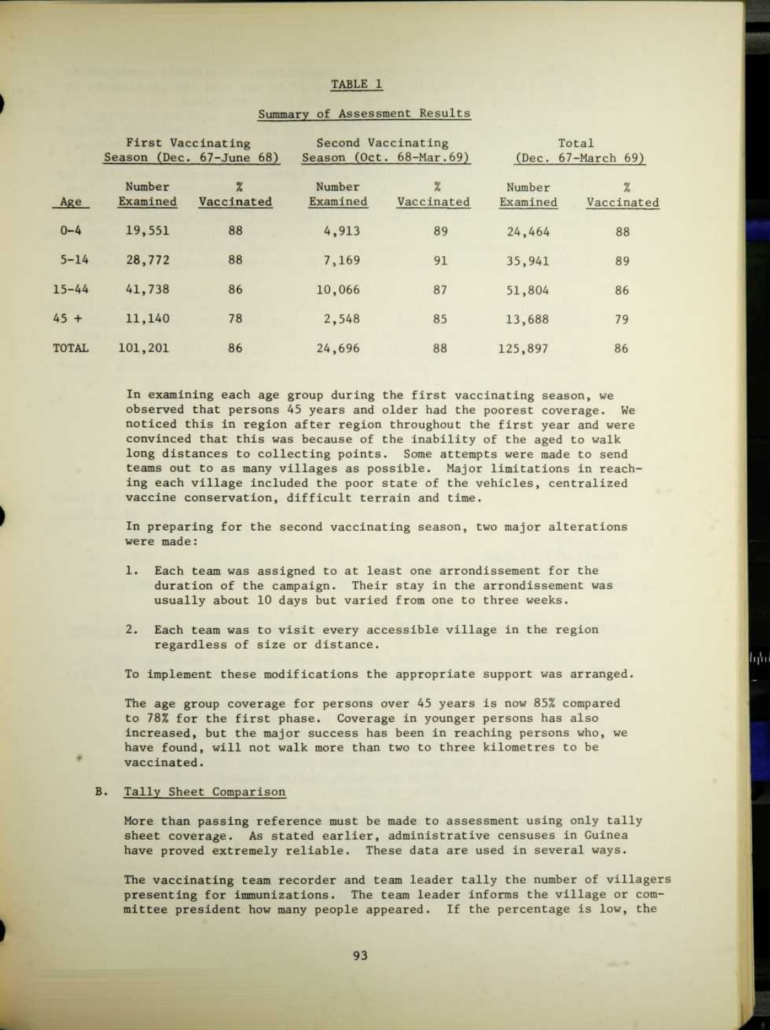TABLE 1

Summary of Assessment Results

| Age | First Vaccinating Season (Dec. 67-June 68) | | Second Vaccinating Season (Oct. 68-Mar.69) | | Total (Dec. 67-March 69) | |
|---|---|---|---|---|---|---|
| | Number Examined | % Vaccinated | Number Examined | % Vaccinated | Number Examined | % Vaccinated |
| 0-4 | 19,551 | 88 | 4,913 | 89 | 24,464 | 88 |
| 5-14 | 28,772 | 88 | 7,169 | 91 | 35,941 | 89 |
| 15-44 | 41,738 | 86 | 10,066 | 87 | 51,804 | 86 |
| 45 + | 11,140 | 78 | 2,548 | 85 | 13,688 | 79 |
| TOTAL | 101,201 | 86 | 24,696 | 88 | 125,897 | 86 |

In examining each age group during the first vaccinating season, we observed that persons 45 years and older had the poorest coverage. We noticed this in region after region throughout the first year and were convinced that this was because of the inability of the aged to walk long distances to collecting points. Some attempts were made to send teams out to as many villages as possible. Major limitations in reaching each village included the poor state of the vehicles, centralized vaccine conservation, difficult terrain and time.

In preparing for the second vaccinating season, two major alterations were made:

1. Each team was assigned to at least one arrondissement for the duration of the campaign. Their stay in the arrondissement was usually about 10 days but varied from one to three weeks.

2. Each team was to visit every accessible village in the region regardless of size or distance.

To implement these modifications the appropriate support was arranged.

The age group coverage for persons over 45 years is now 85% compared to 78% for the first phase. Coverage in younger persons has also increased, but the major success has been in reaching persons who, we have found, will not walk more than two to three kilometres to be vaccinated.

B. Tally Sheet Comparison

More than passing reference must be made to assessment using only tally sheet coverage. As stated earlier, administrative censuses in Guinea have proved extremely reliable. These data are used in several ways.

The vaccinating team recorder and team leader tally the number of villagers presenting for immunizations. The team leader informs the village or committee president how many people appeared. If the percentage is low, the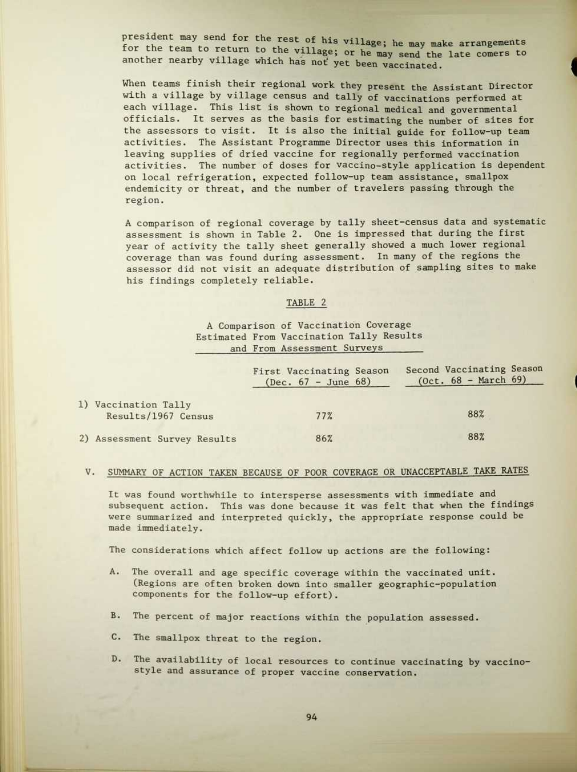president may send for the rest of his village; he may make arrangements for the team to return to the village; or he may send the late comers to another nearby village which has not yet been vaccinated.

When teams finish their regional work they present the Assistant Director with a village by village census and tally of vaccinations performed at each village. This list is shown to regional medical and governmental officials. It serves as the basis for estimating the number of sites for the assessors to visit. It is also the initial guide for follow-up team activities. The Assistant Programme Director uses this information in leaving supplies of dried vaccine for regionally performed vaccination activities. The number of doses for vaccino-style application is dependent on local refrigeration, expected follow-up team assistance, smallpox endemicity or threat, and the number of travelers passing through the region.

A comparison of regional coverage by tally sheet-census data and systematic assessment is shown in Table 2. One is impressed that during the first year of activity the tally sheet generally showed a much lower regional coverage than was found during assessment. In many of the regions the assessor did not visit an adequate distribution of sampling sites to make his findings completely reliable.

TABLE 2

A Comparison of Vaccination Coverage Estimated From Vaccination Tally Results and From Assessment Surveys

| | First Vaccinating Season (Dec. 67 - June 68) | Second Vaccinating Season (Oct. 68 - March 69) |
|---|---|---|
| 1) Vaccination Tally Results/1967 Census | 77% | 88% |
| 2) Assessment Survey Results | 86% | 88% |

## V. SUMMARY OF ACTION TAKEN BECAUSE OF POOR COVERAGE OR UNACCEPTABLE TAKE RATES

It was found worthwhile to intersperse assessments with immediate and subsequent action. This was done because it was felt that when the findings were summarized and interpreted quickly, the appropriate response could be made immediately.

The considerations which affect follow up actions are the following:

A. The overall and age specific coverage within the vaccinated unit. (Regions are often broken down into smaller geographic-population components for the follow-up effort).

B. The percent of major reactions within the population assessed.

C. The smallpox threat to the region.

D. The availability of local resources to continue vaccinating by vaccino-style and assurance of proper vaccine conservation.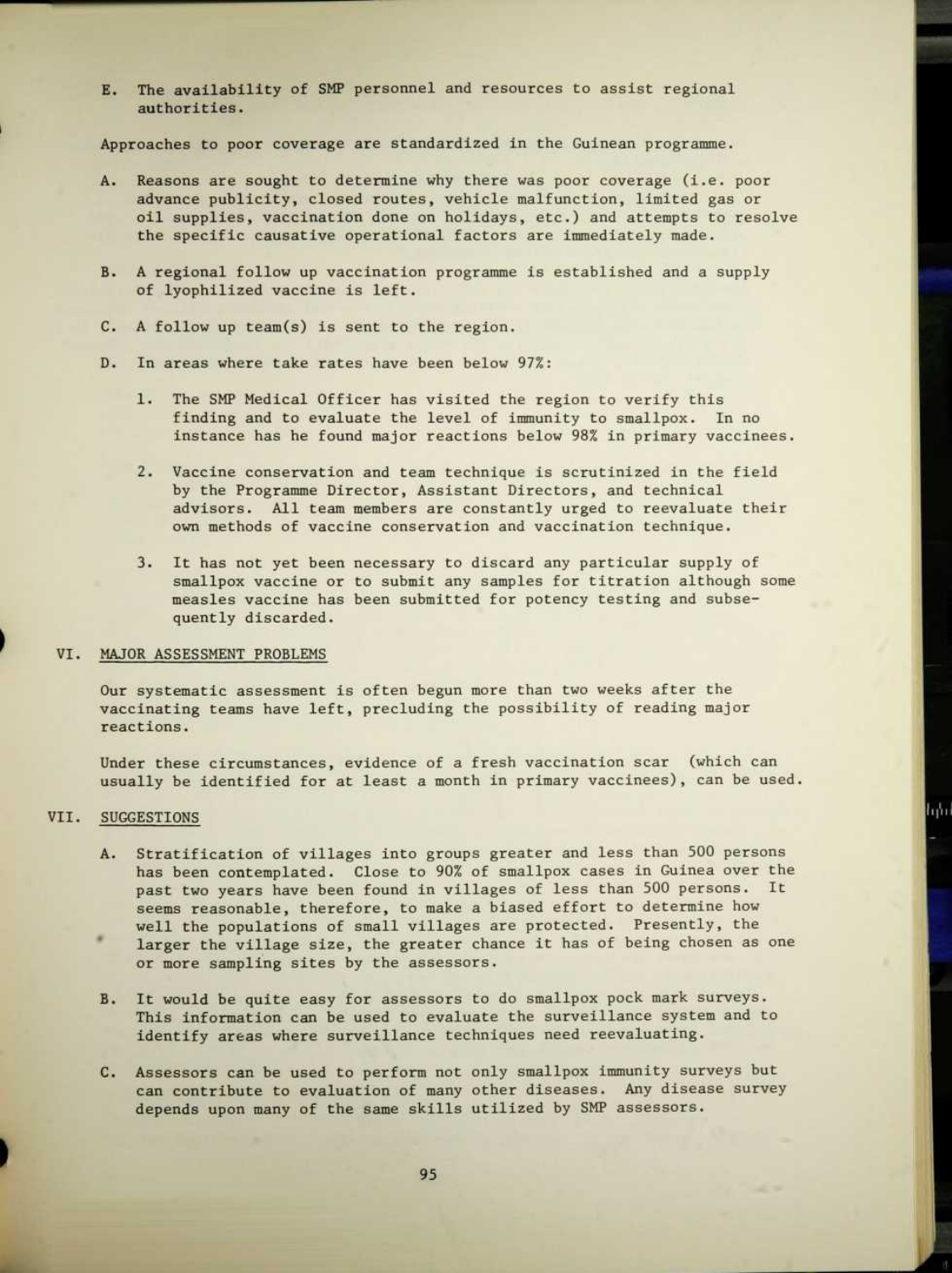E. The availability of SMP personnel and resources to assist regional authorities.

Approaches to poor coverage are standardized in the Guinean programme.

A. Reasons are sought to determine why there was poor coverage (i.e. poor advance publicity, closed routes, vehicle malfunction, limited gas or oil supplies, vaccination done on holidays, etc.) and attempts to resolve the specific causative operational factors are immediately made.

B. A regional follow up vaccination programme is established and a supply of lyophilized vaccine is left.

C. A follow up team(s) is sent to the region.

D. In areas where take rates have been below 97%:

1. The SMP Medical Officer has visited the region to verify this finding and to evaluate the level of immunity to smallpox. In no instance has he found major reactions below 98% in primary vaccinees.

2. Vaccine conservation and team technique is scrutinized in the field by the Programme Director, Assistant Directors, and technical advisors. All team members are constantly urged to reevaluate their own methods of vaccine conservation and vaccination technique.

3. It has not yet been necessary to discard any particular supply of smallpox vaccine or to submit any samples for titration although some measles vaccine has been submitted for potency testing and subsequently discarded.

## VI. MAJOR ASSESSMENT PROBLEMS

Our systematic assessment is often begun more than two weeks after the vaccinating teams have left, precluding the possibility of reading major reactions.

Under these circumstances, evidence of a fresh vaccination scar (which can usually be identified for at least a month in primary vaccinees), can be used.

## VII. SUGGESTIONS

A. Stratification of villages into groups greater and less than 500 persons has been contemplated. Close to 90% of smallpox cases in Guinea over the past two years have been found in villages of less than 500 persons. It seems reasonable, therefore, to make a biased effort to determine how well the populations of small villages are protected. Presently, the larger the village size, the greater chance it has of being chosen as one or more sampling sites by the assessors.

B. It would be quite easy for assessors to do smallpox pock mark surveys. This information can be used to evaluate the surveillance system and to identify areas where surveillance techniques need reevaluating.

C. Assessors can be used to perform not only smallpox immunity surveys but can contribute to evaluation of many other diseases. Any disease survey depends upon many of the same skills utilized by SMP assessors.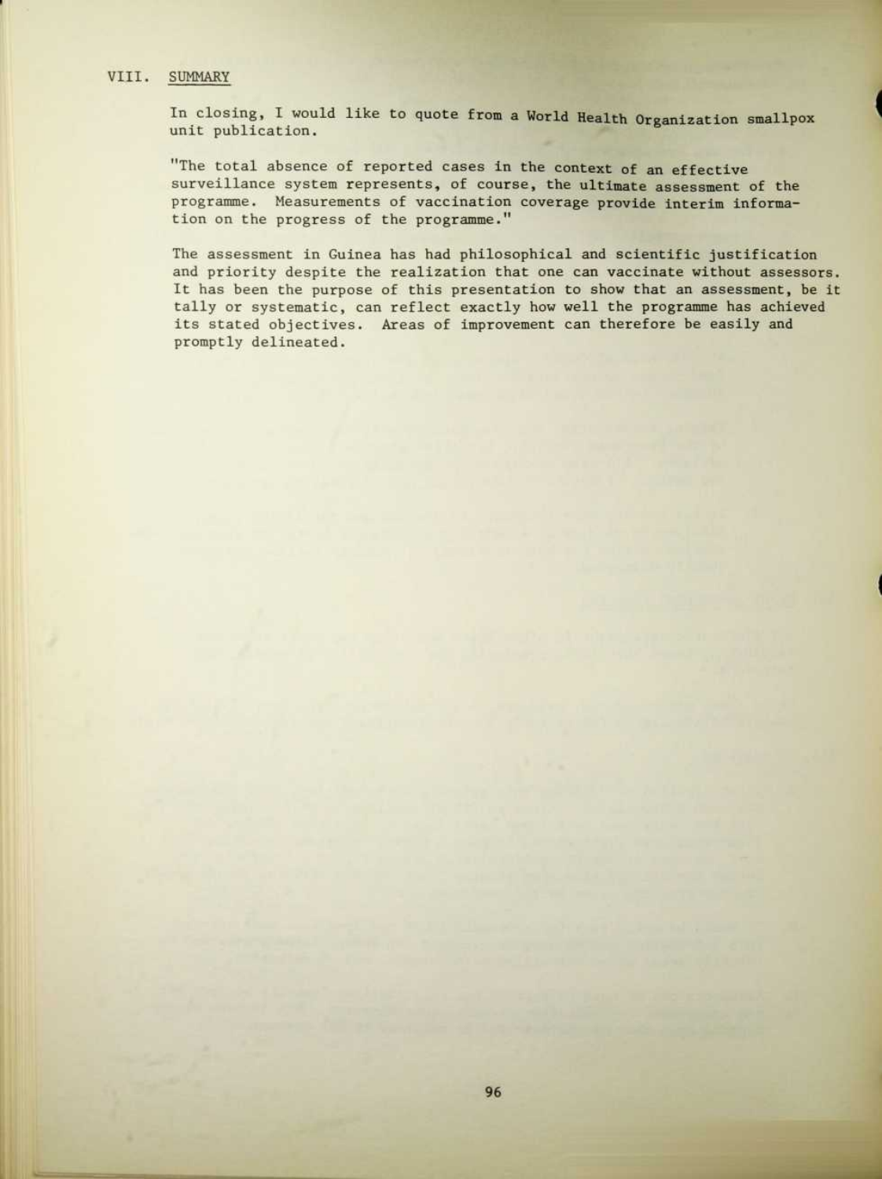## VIII. SUMMARY

In closing, I would like to quote from a World Health Organization smallpox unit publication.

"The total absence of reported cases in the context of an effective surveillance system represents, of course, the ultimate assessment of the programme. Measurements of vaccination coverage provide interim information on the progress of the programme."

The assessment in Guinea has had philosophical and scientific justification and priority despite the realization that one can vaccinate without assessors. It has been the purpose of this presentation to show that an assessment, be it tally or systematic, can reflect exactly how well the programme has achieved its stated objectives. Areas of improvement can therefore be easily and promptly delineated.